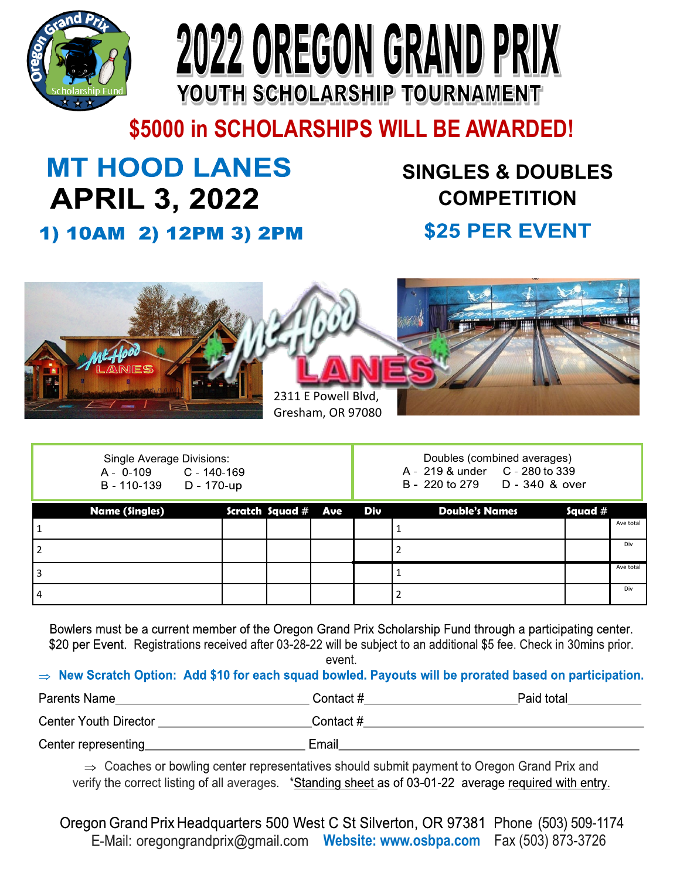# 2022 OREGON GRAND PRIX

## YOUTH SCHOLARSHIP TOURNAMENT

**$5000 in SCHOLARSHIPS WILL BE AWARDED!**

## MT HOOD LANES
## APRIL 3, 2022

**1) 10AM 2) 12PM 3) 2PM**

## SINGLES & DOUBLES COMPETITION

**$25 PER EVENT**

2311 E Powell Blvd,
Gresham, OR 97080

| Single Average Divisions: | | Doubles (combined averages) | |
|---|---|---|---|
| A - 0-109 | C - 140-169 | A - 219 & under | C - 280 to 339 |
| B - 110-139 | D - 170-up | B - 220 to 279 | D - 340 & over |

| Name (Singles) | Scratch | Squad # | Ave | Div | Double's Names | Squad # | |
|---|---|---|---|---|---|---|---|
| 1 | | | | | 1 | | Ave total |
| 2 | | | | | 2 | | Div |
| 3 | | | | | 1 | | Ave total |
| 4 | | | | | 2 | | Div |

Bowlers must be a current member of the Oregon Grand Prix Scholarship Fund through a participating center. $20 per Event. Registrations received after 03-28-22 will be subject to an additional $5 fee. Check in 30mins prior. event.

⇒ **New Scratch Option: Add $10 for each squad bowled. Payouts will be prorated based on participation.**

Parents Name______________________________ Contact #________________________ Paid total___________

Center Youth Director ________________________ Contact #____________________________________________

Center representing_________________________ Email______________________________________________

⇒ Coaches or bowling center representatives should submit payment to Oregon Grand Prix and verify the correct listing of all averages. *Standing sheet as of 03-01-22 average required with entry.

Oregon Grand Prix Headquarters 500 West C St Silverton, OR 97381 Phone (503) 509-1174
E-Mail: oregongrandprix@gmail.com **Website: www.osbpa.com** Fax (503) 873-3726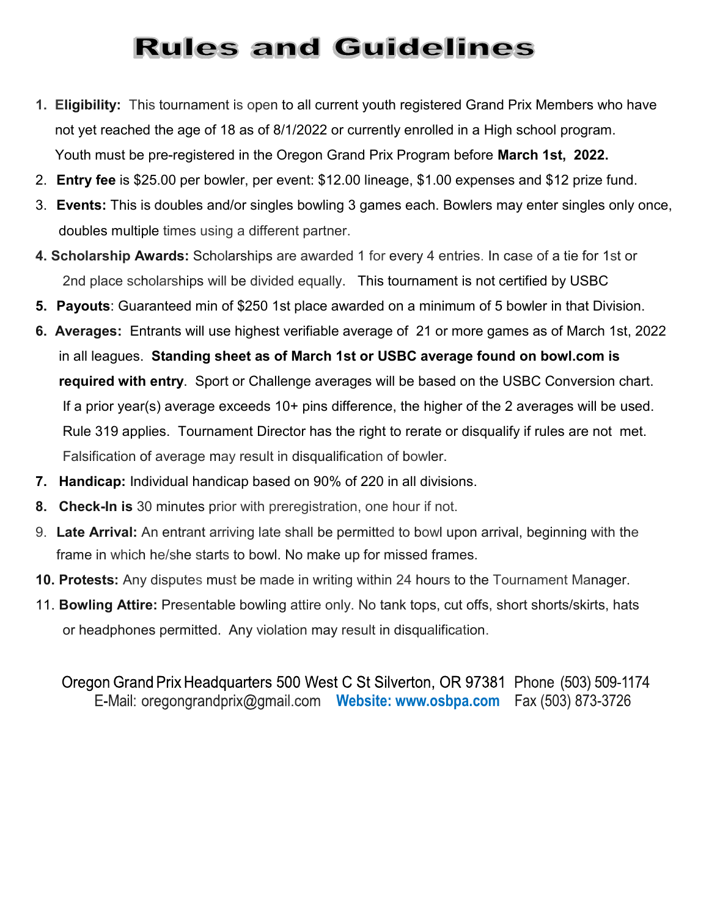# Rules and Guidelines

1. **Eligibility:** This tournament is open to all current youth registered Grand Prix Members who have not yet reached the age of 18 as of 8/1/2022 or currently enrolled in a High school program. Youth must be pre-registered in the Oregon Grand Prix Program before **March 1st, 2022.**
2. **Entry fee** is $25.00 per bowler, per event: $12.00 lineage, $1.00 expenses and $12 prize fund.
3. **Events:** This is doubles and/or singles bowling 3 games each. Bowlers may enter singles only once, doubles multiple times using a different partner.
4. **Scholarship Awards:** Scholarships are awarded 1 for every 4 entries. In case of a tie for 1st or 2nd place scholarships will be divided equally. This tournament is not certified by USBC
5. **Payouts**: Guaranteed min of $250 1st place awarded on a minimum of 5 bowler in that Division.
6. **Averages:** Entrants will use highest verifiable average of 21 or more games as of March 1st, 2022 in all leagues. **Standing sheet as of March 1st or USBC average found on bowl.com is required with entry**. Sport or Challenge averages will be based on the USBC Conversion chart. If a prior year(s) average exceeds 10+ pins difference, the higher of the 2 averages will be used. Rule 319 applies. Tournament Director has the right to rerate or disqualify if rules are not met. Falsification of average may result in disqualification of bowler.
7. **Handicap:** Individual handicap based on 90% of 220 in all divisions.
8. **Check-In is** 30 minutes prior with preregistration, one hour if not.
9. **Late Arrival:** An entrant arriving late shall be permitted to bowl upon arrival, beginning with the frame in which he/she starts to bowl. No make up for missed frames.
10. **Protests:** Any disputes must be made in writing within 24 hours to the Tournament Manager.
11. **Bowling Attire:** Presentable bowling attire only. No tank tops, cut offs, short shorts/skirts, hats or headphones permitted. Any violation may result in disqualification.

Oregon Grand Prix Headquarters 500 West C St Silverton, OR 97381 Phone (503) 509-1174
E-Mail: oregongrandprix@gmail.com **Website: www.osbpa.com** Fax (503) 873-3726